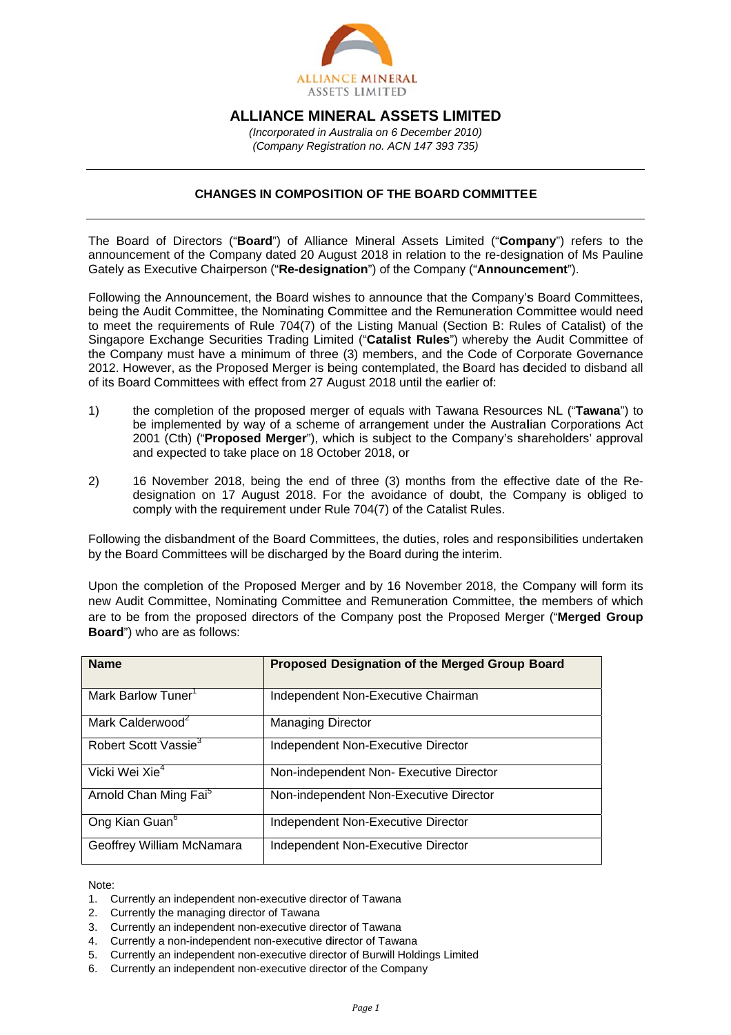# ALLIANCE MINERAL ASSETS LIMITED

*(Incorporated in Australia on 6 December 2010)*
*(Company Registration no. ACN 147 393 735)*

---

## CHANGES IN COMPOSITION OF THE BOARD COMMITTEE

---

The Board of Directors ("**Board**") of Alliance Mineral Assets Limited ("**Company**") refers to the announcement of the Company dated 20 August 2018 in relation to the re-designation of Ms Pauline Gately as Executive Chairperson ("**Re-designation**") of the Company ("**Announcement**").

Following the Announcement, the Board wishes to announce that the Company's Board Committees, being the Audit Committee, the Nominating Committee and the Remuneration Committee would need to meet the requirements of Rule 704(7) of the Listing Manual (Section B: Rules of Catalist) of the Singapore Exchange Securities Trading Limited ("**Catalist Rules**") whereby the Audit Committee of the Company must have a minimum of three (3) members, and the Code of Corporate Governance 2012. However, as the Proposed Merger is being contemplated, the Board has decided to disband all of its Board Committees with effect from 27 August 2018 until the earlier of:

1) the completion of the proposed merger of equals with Tawana Resources NL ("**Tawana**") to be implemented by way of a scheme of arrangement under the Australian Corporations Act 2001 (Cth) ("**Proposed Merger**"), which is subject to the Company's shareholders' approval and expected to take place on 18 October 2018, or

2) 16 November 2018, being the end of three (3) months from the effective date of the Re-designation on 17 August 2018. For the avoidance of doubt, the Company is obliged to comply with the requirement under Rule 704(7) of the Catalist Rules.

Following the disbandment of the Board Committees, the duties, roles and responsibilities undertaken by the Board Committees will be discharged by the Board during the interim.

Upon the completion of the Proposed Merger and by 16 November 2018, the Company will form its new Audit Committee, Nominating Committee and Remuneration Committee, the members of which are to be from the proposed directors of the Company post the Proposed Merger ("**Merged Group Board**") who are as follows:

| Name | Proposed Designation of the Merged Group Board |
|---|---|
| Mark Barlow Tuner[1] | Independent Non-Executive Chairman |
| Mark Calderwood[2] | Managing Director |
| Robert Scott Vassie[3] | Independent Non-Executive Director |
| Vicki Wei Xie[4] | Non-independent Non- Executive Director |
| Arnold Chan Ming Fai[5] | Non-independent Non-Executive Director |
| Ong Kian Guan[6] | Independent Non-Executive Director |
| Geoffrey William McNamara | Independent Non-Executive Director |

Note:

1. Currently an independent non-executive director of Tawana
2. Currently the managing director of Tawana
3. Currently an independent non-executive director of Tawana
4. Currently a non-independent non-executive director of Tawana
5. Currently an independent non-executive director of Burwill Holdings Limited
6. Currently an independent non-executive director of the Company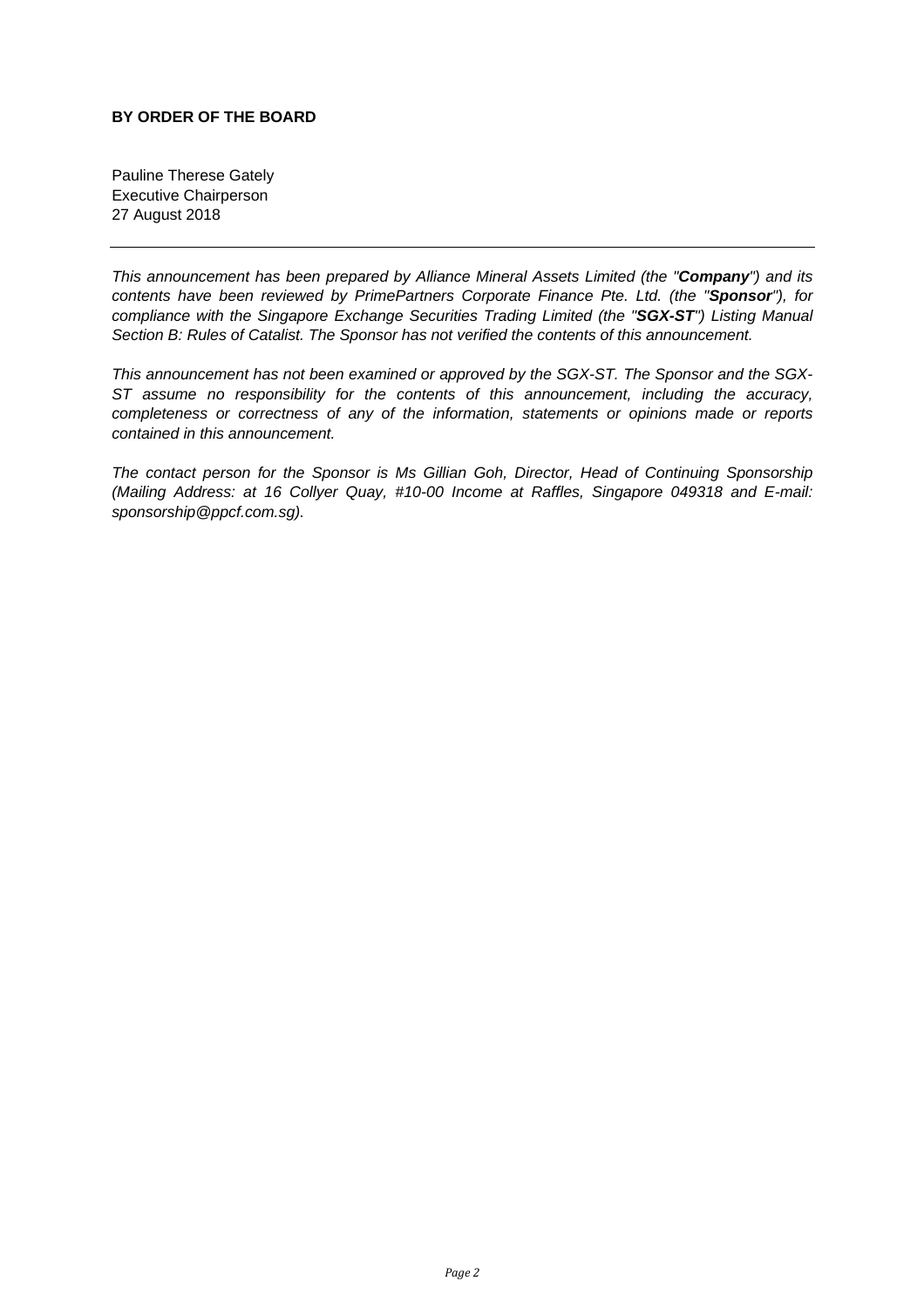**BY ORDER OF THE BOARD**

Pauline Therese Gately
Executive Chairperson
27 August 2018

---

*This announcement has been prepared by Alliance Mineral Assets Limited (the "**Company**") and its contents have been reviewed by PrimePartners Corporate Finance Pte. Ltd. (the "**Sponsor**"), for compliance with the Singapore Exchange Securities Trading Limited (the "**SGX-ST**") Listing Manual Section B: Rules of Catalist. The Sponsor has not verified the contents of this announcement.*

*This announcement has not been examined or approved by the SGX-ST. The Sponsor and the SGX-ST assume no responsibility for the contents of this announcement, including the accuracy, completeness or correctness of any of the information, statements or opinions made or reports contained in this announcement.*

*The contact person for the Sponsor is Ms Gillian Goh, Director, Head of Continuing Sponsorship (Mailing Address: at 16 Collyer Quay, #10-00 Income at Raffles, Singapore 049318 and E-mail: sponsorship@ppcf.com.sg).*